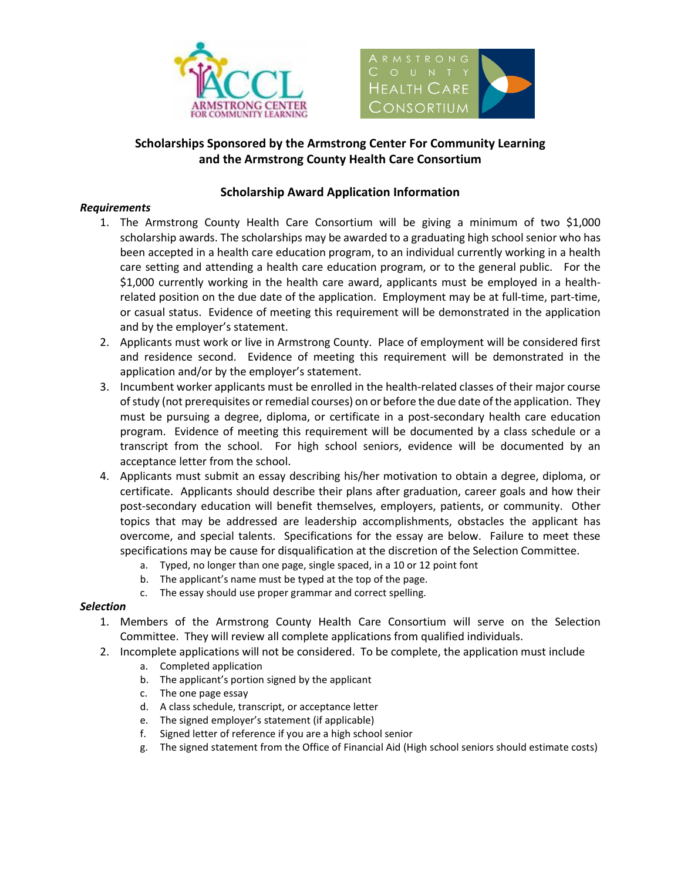# Scholarships Sponsored by the Armstrong Center For Community Learning and the Armstrong County Health Care Consortium

## Scholarship Award Application Information

***Requirements***

1. The Armstrong County Health Care Consortium will be giving a minimum of two $1,000 scholarship awards. The scholarships may be awarded to a graduating high school senior who has been accepted in a health care education program, to an individual currently working in a health care setting and attending a health care education program, or to the general public. For the $1,000 currently working in the health care award, applicants must be employed in a health-related position on the due date of the application. Employment may be at full-time, part-time, or casual status. Evidence of meeting this requirement will be demonstrated in the application and by the employer's statement.
2. Applicants must work or live in Armstrong County. Place of employment will be considered first and residence second. Evidence of meeting this requirement will be demonstrated in the application and/or by the employer's statement.
3. Incumbent worker applicants must be enrolled in the health-related classes of their major course of study (not prerequisites or remedial courses) on or before the due date of the application. They must be pursuing a degree, diploma, or certificate in a post-secondary health care education program. Evidence of meeting this requirement will be documented by a class schedule or a transcript from the school. For high school seniors, evidence will be documented by an acceptance letter from the school.
4. Applicants must submit an essay describing his/her motivation to obtain a degree, diploma, or certificate. Applicants should describe their plans after graduation, career goals and how their post-secondary education will benefit themselves, employers, patients, or community. Other topics that may be addressed are leadership accomplishments, obstacles the applicant has overcome, and special talents. Specifications for the essay are below. Failure to meet these specifications may be cause for disqualification at the discretion of the Selection Committee.
    a. Typed, no longer than one page, single spaced, in a 10 or 12 point font
    b. The applicant's name must be typed at the top of the page.
    c. The essay should use proper grammar and correct spelling.

***Selection***

1. Members of the Armstrong County Health Care Consortium will serve on the Selection Committee. They will review all complete applications from qualified individuals.
2. Incomplete applications will not be considered. To be complete, the application must include
    a. Completed application
    b. The applicant's portion signed by the applicant
    c. The one page essay
    d. A class schedule, transcript, or acceptance letter
    e. The signed employer's statement (if applicable)
    f. Signed letter of reference if you are a high school senior
    g. The signed statement from the Office of Financial Aid (High school seniors should estimate costs)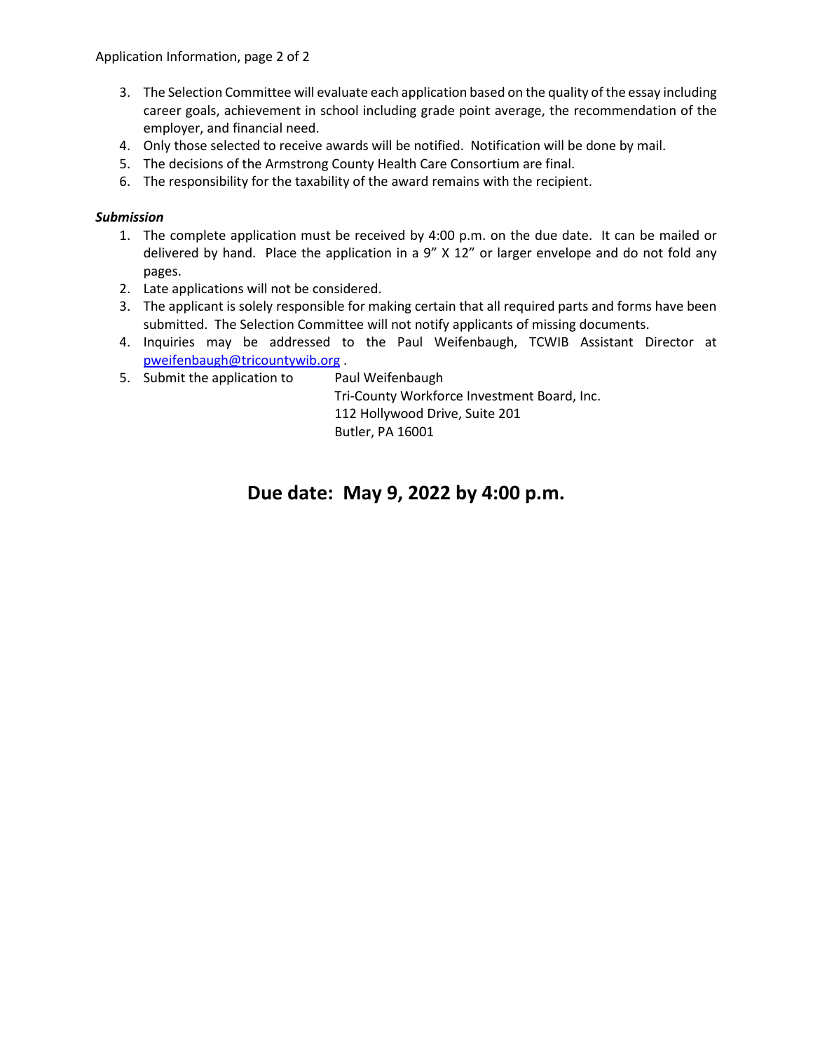3. The Selection Committee will evaluate each application based on the quality of the essay including career goals, achievement in school including grade point average, the recommendation of the employer, and financial need.
4. Only those selected to receive awards will be notified. Notification will be done by mail.
5. The decisions of the Armstrong County Health Care Consortium are final.
6. The responsibility for the taxability of the award remains with the recipient.

***Submission***

1. The complete application must be received by 4:00 p.m. on the due date. It can be mailed or delivered by hand. Place the application in a 9" X 12" or larger envelope and do not fold any pages.
2. Late applications will not be considered.
3. The applicant is solely responsible for making certain that all required parts and forms have been submitted. The Selection Committee will not notify applicants of missing documents.
4. Inquiries may be addressed to the Paul Weifenbaugh, TCWIB Assistant Director at pweifenbaugh@tricountywib.org .
5. Submit the application to Paul Weifenbaugh
   Tri-County Workforce Investment Board, Inc.
   112 Hollywood Drive, Suite 201
   Butler, PA 16001

## Due date: May 9, 2022 by 4:00 p.m.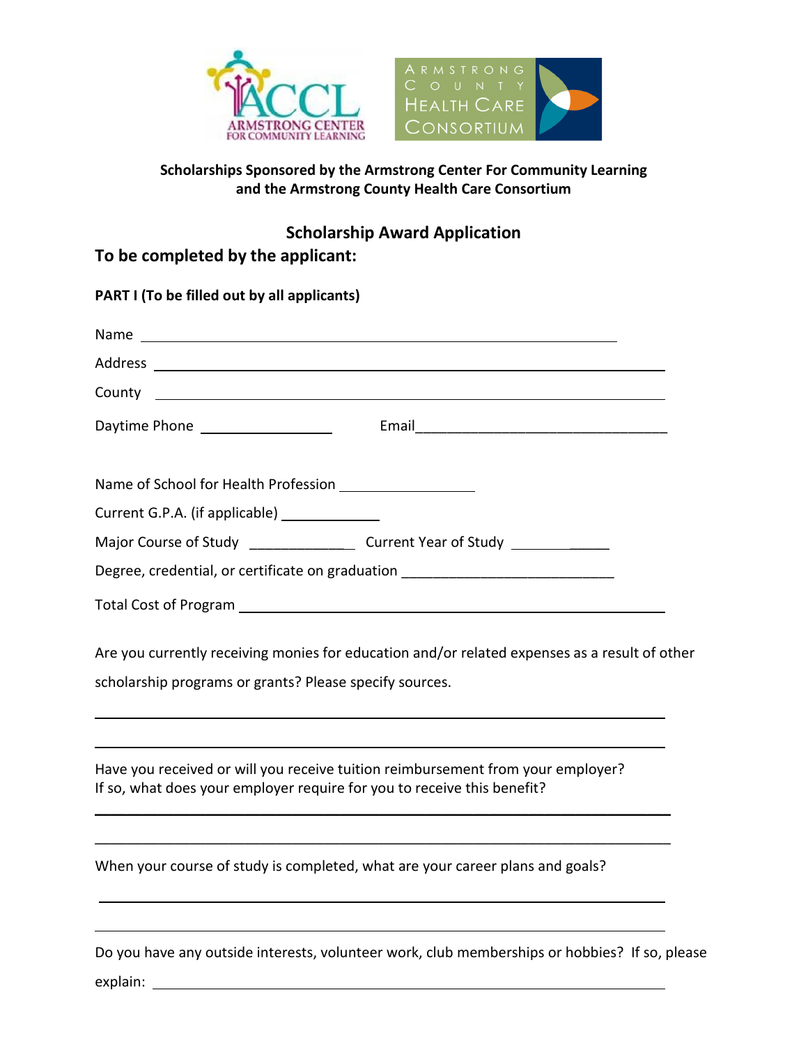**Scholarships Sponsored by the Armstrong Center For Community Learning and the Armstrong County Health Care Consortium**

## Scholarship Award Application

### To be completed by the applicant:

**PART I (To be filled out by all applicants)**

Name ______________________________________________________________

Address ____________________________________________________________

County _____________________________________________________________

Daytime Phone _________________ Email________________________________

Name of School for Health Profession _________________

Current G.P.A. (if applicable) _____________

Major Course of Study _____________ Current Year of Study ___________

Degree, credential, or certificate on graduation __________________________

Total Cost of Program _______________________________________________

Are you currently receiving monies for education and/or related expenses as a result of other scholarship programs or grants? Please specify sources.

_____________________________________________________________________

_____________________________________________________________________

Have you received or will you receive tuition reimbursement from your employer? If so, what does your employer require for you to receive this benefit?

_____________________________________________________________________

_____________________________________________________________________

When your course of study is completed, what are your career plans and goals?

_____________________________________________________________________

_____________________________________________________________________

Do you have any outside interests, volunteer work, club memberships or hobbies? If so, please explain: ______________________________________________________________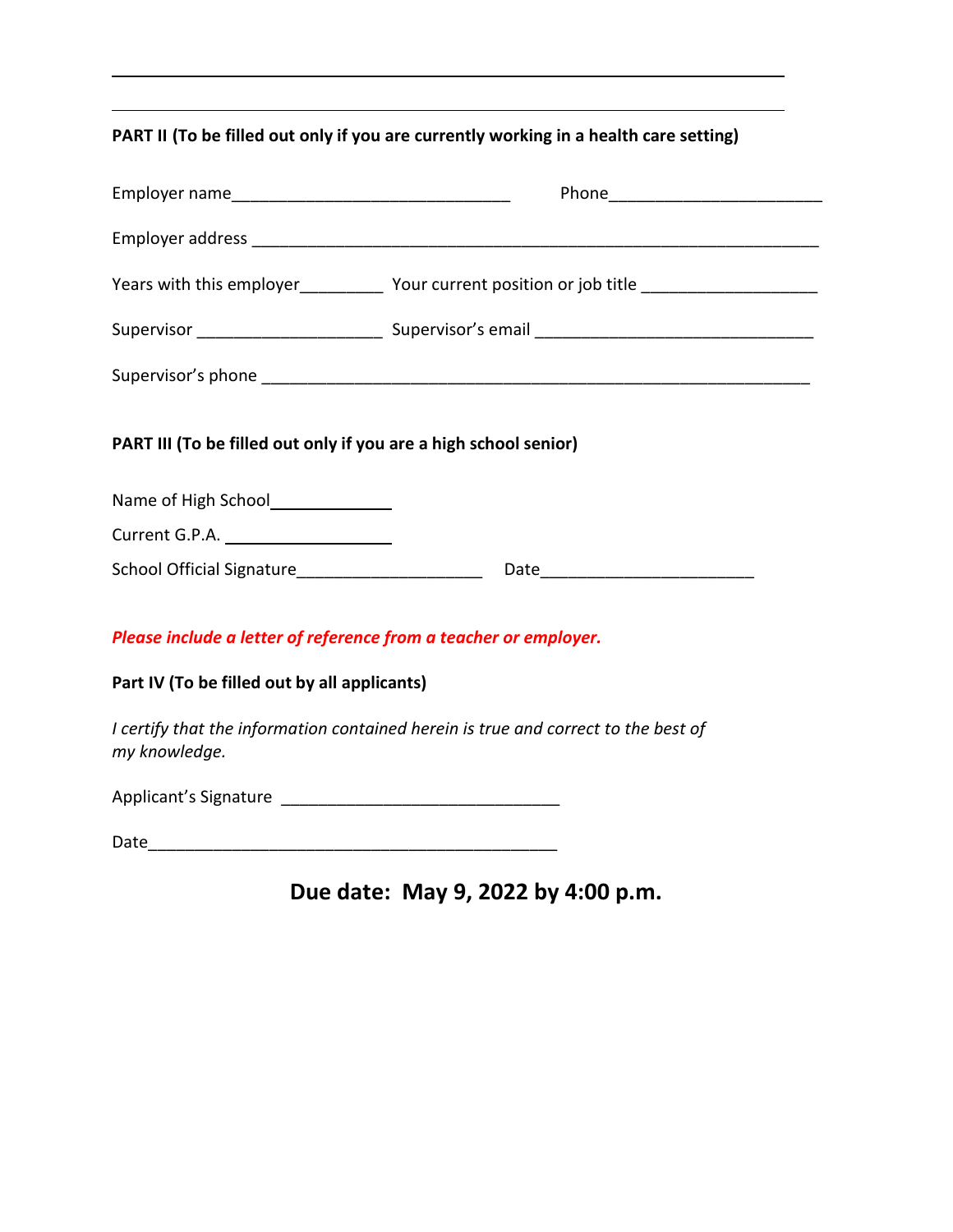---

---

**PART II (To be filled out only if you are currently working in a health care setting)**

Employer name_______________________________ Phone________________________

Employer address ____________________________________________________________

Years with this employer_________ Your current position or job title ___________________

Supervisor ____________________ Supervisor's email _______________________________

Supervisor's phone ___________________________________________________________

**PART III (To be filled out only if you are a high school senior)**

Name of High School______________

Current G.P.A. ___________________

School Official Signature____________________ Date________________________

***Please include a letter of reference from a teacher or employer.***

**Part IV (To be filled out by all applicants)**

*I certify that the information contained herein is true and correct to the best of my knowledge.*

Applicant's Signature ______________________________

Date_____________________________________________

**Due date: May 9, 2022 by 4:00 p.m.**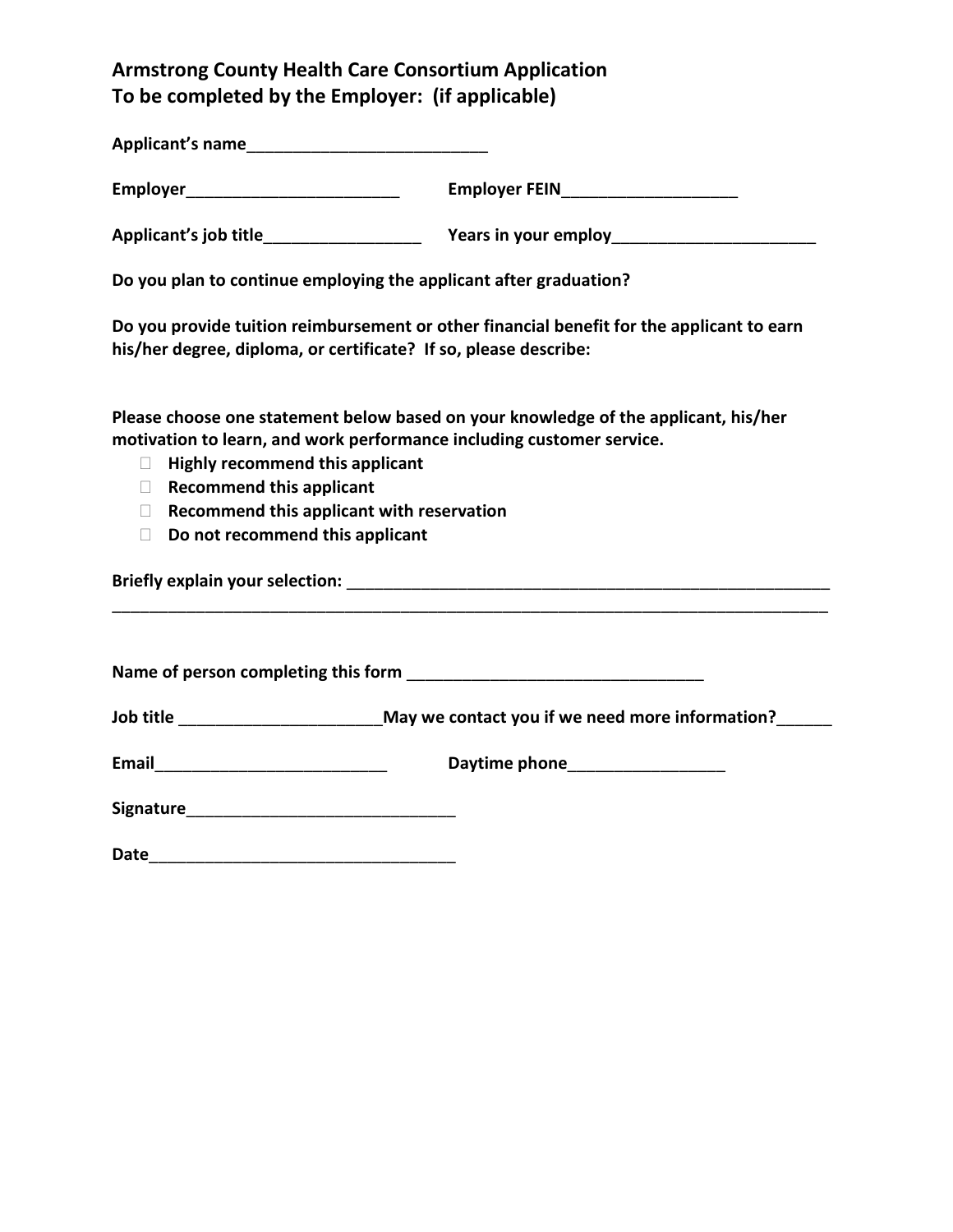**Armstrong County Health Care Consortium Application**
**To be completed by the Employer: (if applicable)**

**Applicant's name**___________________________

**Employer**________________________ **Employer FEIN**____________________

**Applicant's job title**_________________ **Years in your employ**_______________________

**Do you plan to continue employing the applicant after graduation?**

**Do you provide tuition reimbursement or other financial benefit for the applicant to earn his/her degree, diploma, or certificate? If so, please describe:**

**Please choose one statement below based on your knowledge of the applicant, his/her motivation to learn, and work performance including customer service.**

- ☐ **Highly recommend this applicant**
- ☐ **Recommend this applicant**
- ☐ **Recommend this applicant with reservation**
- ☐ **Do not recommend this applicant**

**Briefly explain your selection:** _________________________________________________________
_____________________________________________________________________________________

**Name of person completing this form** _________________________________

**Job title** ______________________ **May we contact you if we need more information?**______

**Email**__________________________ **Daytime phone**_________________

**Signature**______________________________

**Date**__________________________________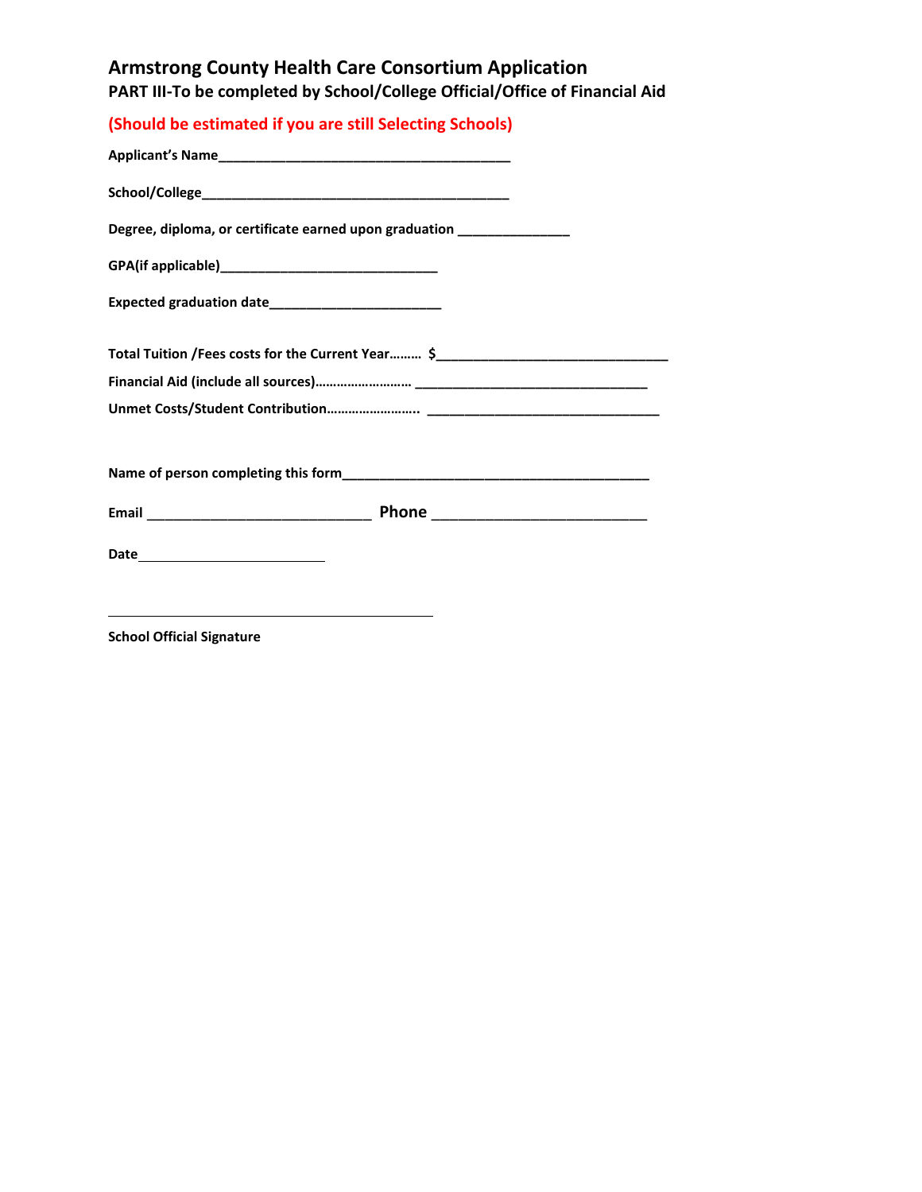## Armstrong County Health Care Consortium Application

### PART III-To be completed by School/College Official/Office of Financial Aid

**(Should be estimated if you are still Selecting Schools)**

**Applicant's Name**______________________________________

**School/College**________________________________________

**Degree, diploma, or certificate earned upon graduation** ______________

**GPA(if applicable)**____________________________

**Expected graduation date**______________________

**Total Tuition /Fees costs for the Current Year……… $**______________________________

**Financial Aid (include all sources)………………………** ______________________________

**Unmet Costs/Student Contribution……………………..** ______________________________

**Name of person completing this form**________________________________________

**Email** ____________________________ **Phone** ___________________________

**Date**________________________

________________________________________

**School Official Signature**